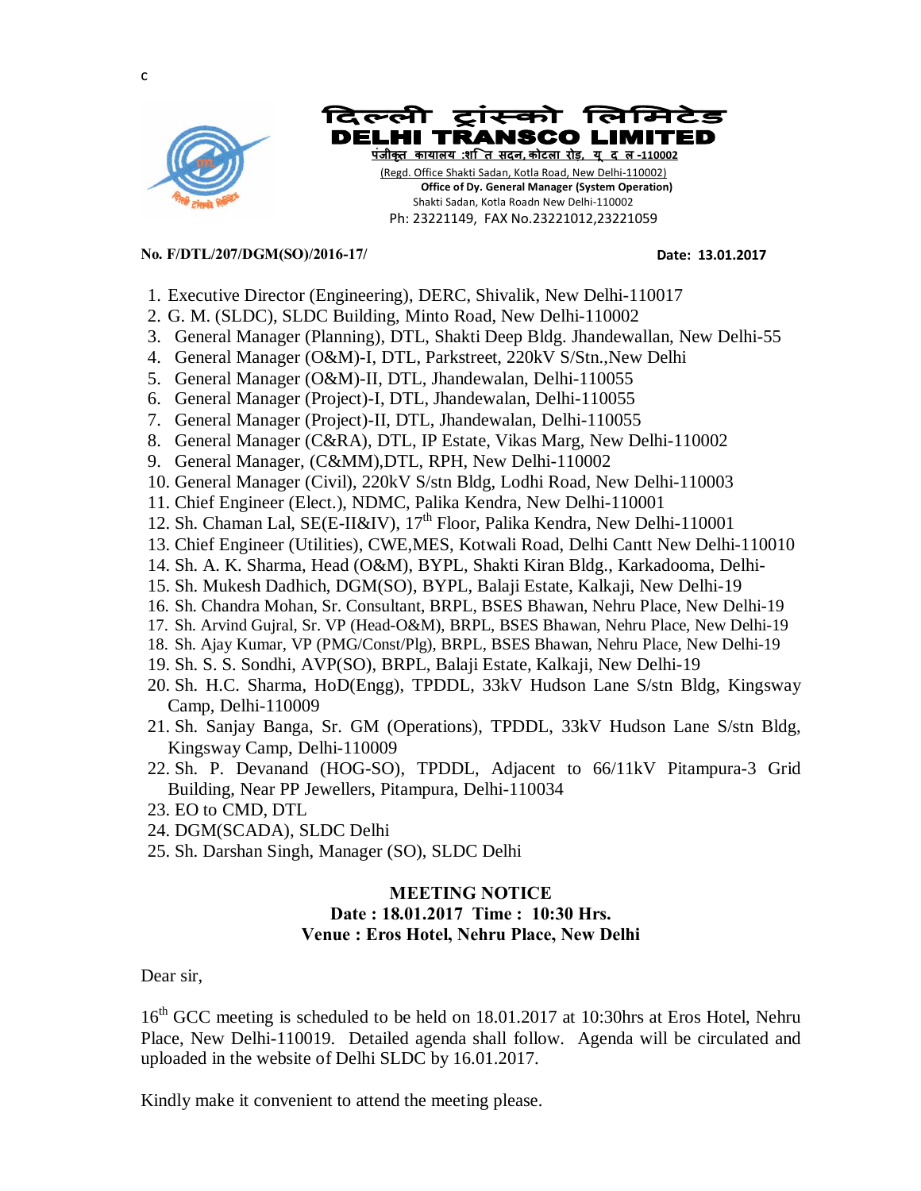c

# दिल्ली ट्रांस्को लिमिटेड
# DELHI TRANSCO LIMITED

पंजीकृत कायालय :शक्ति सदन,कोटला रोड, यू द ल -110002

(Regd. Office Shakti Sadan, Kotla Road, New Delhi-110002)

**Office of Dy. General Manager (System Operation)**

Shakti Sadan, Kotla Roadn New Delhi-110002

Ph: 23221149, FAX No.23221012,23221059

**No. F/DTL/207/DGM(SO)/2016-17/** **Date: 13.01.2017**

1. Executive Director (Engineering), DERC, Shivalik, New Delhi-110017
2. G. M. (SLDC), SLDC Building, Minto Road, New Delhi-110002
3. General Manager (Planning), DTL, Shakti Deep Bldg. Jhandewallan, New Delhi-55
4. General Manager (O&M)-I, DTL, Parkstreet, 220kV S/Stn.,New Delhi
5. General Manager (O&M)-II, DTL, Jhandewalan, Delhi-110055
6. General Manager (Project)-I, DTL, Jhandewalan, Delhi-110055
7. General Manager (Project)-II, DTL, Jhandewalan, Delhi-110055
8. General Manager (C&RA), DTL, IP Estate, Vikas Marg, New Delhi-110002
9. General Manager, (C&MM),DTL, RPH, New Delhi-110002
10. General Manager (Civil), 220kV S/stn Bldg, Lodhi Road, New Delhi-110003
11. Chief Engineer (Elect.), NDMC, Palika Kendra, New Delhi-110001
12. Sh. Chaman Lal, SE(E-II&IV), 17th Floor, Palika Kendra, New Delhi-110001
13. Chief Engineer (Utilities), CWE,MES, Kotwali Road, Delhi Cantt New Delhi-110010
14. Sh. A. K. Sharma, Head (O&M), BYPL, Shakti Kiran Bldg., Karkadooma, Delhi-
15. Sh. Mukesh Dadhich, DGM(SO), BYPL, Balaji Estate, Kalkaji, New Delhi-19
16. Sh. Chandra Mohan, Sr. Consultant, BRPL, BSES Bhawan, Nehru Place, New Delhi-19
17. Sh. Arvind Gujral, Sr. VP (Head-O&M), BRPL, BSES Bhawan, Nehru Place, New Delhi-19
18. Sh. Ajay Kumar, VP (PMG/Const/Plg), BRPL, BSES Bhawan, Nehru Place, New Delhi-19
19. Sh. S. S. Sondhi, AVP(SO), BRPL, Balaji Estate, Kalkaji, New Delhi-19
20. Sh. H.C. Sharma, HoD(Engg), TPDDL, 33kV Hudson Lane S/stn Bldg, Kingsway Camp, Delhi-110009
21. Sh. Sanjay Banga, Sr. GM (Operations), TPDDL, 33kV Hudson Lane S/stn Bldg, Kingsway Camp, Delhi-110009
22. Sh. P. Devanand (HOG-SO), TPDDL, Adjacent to 66/11kV Pitampura-3 Grid Building, Near PP Jewellers, Pitampura, Delhi-110034
23. EO to CMD, DTL
24. DGM(SCADA), SLDC Delhi
25. Sh. Darshan Singh, Manager (SO), SLDC Delhi

**MEETING NOTICE**
**Date : 18.01.2017 Time : 10:30 Hrs.**
**Venue : Eros Hotel, Nehru Place, New Delhi**

Dear sir,

16th GCC meeting is scheduled to be held on 18.01.2017 at 10:30hrs at Eros Hotel, Nehru Place, New Delhi-110019. Detailed agenda shall follow. Agenda will be circulated and uploaded in the website of Delhi SLDC by 16.01.2017.

Kindly make it convenient to attend the meeting please.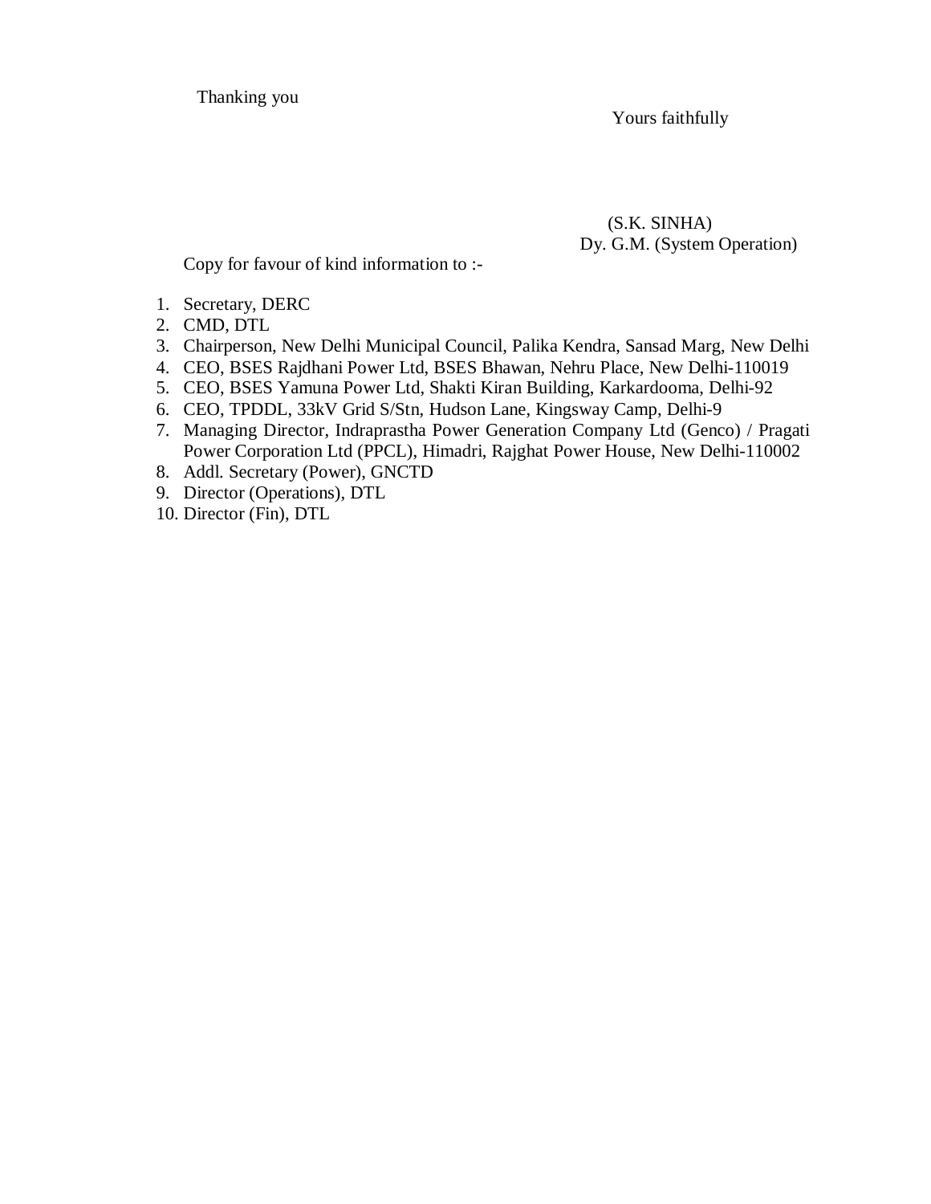Thanking you

Yours faithfully

(S.K. SINHA)
Dy. G.M. (System Operation)

Copy for favour of kind information to :-

1. Secretary, DERC
2. CMD, DTL
3. Chairperson, New Delhi Municipal Council, Palika Kendra, Sansad Marg, New Delhi
4. CEO, BSES Rajdhani Power Ltd, BSES Bhawan, Nehru Place, New Delhi-110019
5. CEO, BSES Yamuna Power Ltd, Shakti Kiran Building, Karkardooma, Delhi-92
6. CEO, TPDDL, 33kV Grid S/Stn, Hudson Lane, Kingsway Camp, Delhi-9
7. Managing Director, Indraprastha Power Generation Company Ltd (Genco) / Pragati Power Corporation Ltd (PPCL), Himadri, Rajghat Power House, New Delhi-110002
8. Addl. Secretary (Power), GNCTD
9. Director (Operations), DTL
10. Director (Fin), DTL